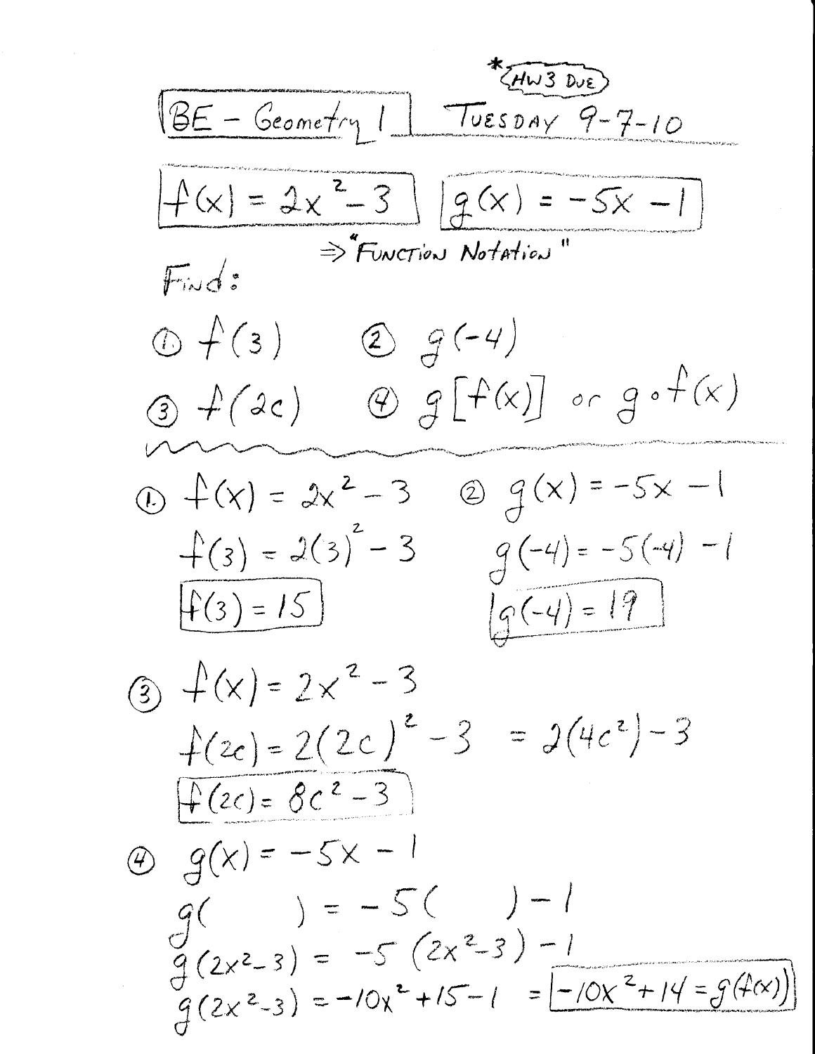*HW3 DUE

**BE - Geometry 1** TUESDAY 9-7-10

$f(x) = 2x^2 - 3$ $g(x) = -5x - 1$

⇒ "FUNCTION NOTATION"

Find:

① $f(3)$ ② $g(-4)$

③ $f(2c)$ ④ $g[f(x)]$ or $g \circ f(x)$

---

① $f(x) = 2x^2 - 3$

$f(3) = 2(3)^2 - 3$

$\boxed{f(3) = 15}$

② $g(x) = -5x - 1$

$g(-4) = -5(-4) - 1$

$\boxed{g(-4) = 19}$

③ $f(x) = 2x^2 - 3$

$f(2c) = 2(2c)^2 - 3 = 2(4c^2) - 3$

$\boxed{f(2c) = 8c^2 - 3}$

④ $g(x) = -5x - 1$

$g(\quad) = -5(\quad) - 1$

$g(2x^2 - 3) = -5(2x^2 - 3) - 1$

$g(2x^2 - 3) = -10x^2 + 15 - 1 = \boxed{-10x^2 + 14 = g(f(x))}$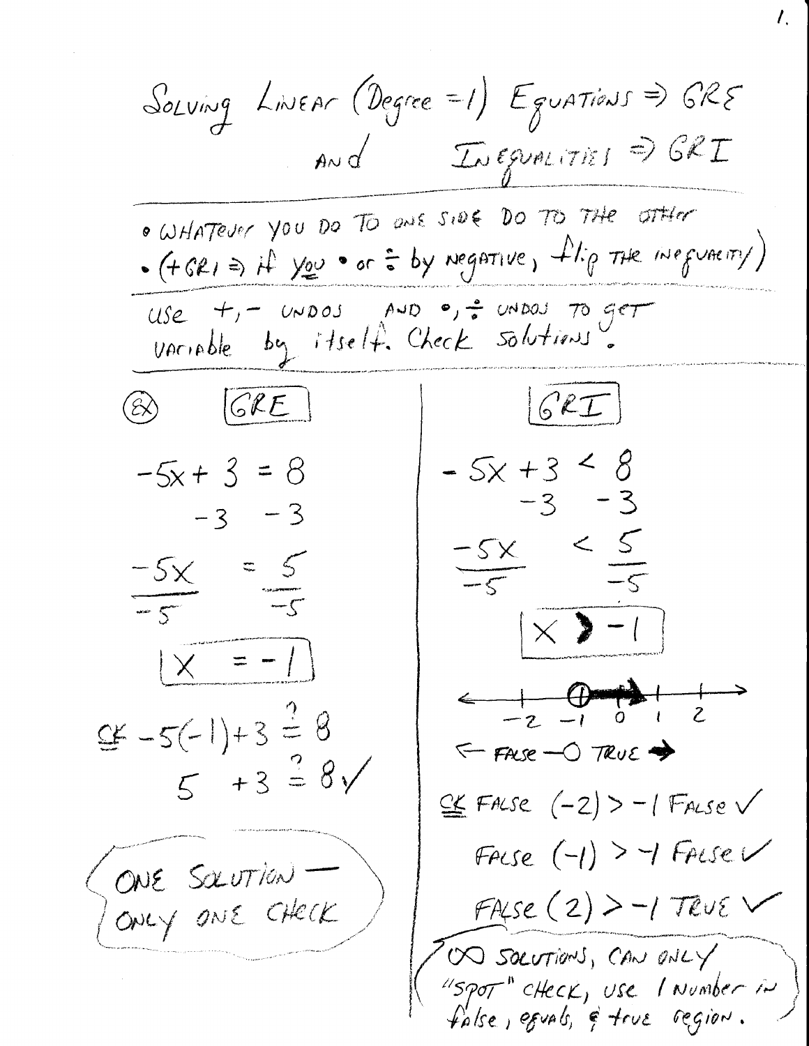# Solving Linear (Degree = 1) Equations ⇒ GRE and Inequalities ⇒ GRI

- Whatever you do to one side do to the other
- (+GRI ⇒ if you • or ÷ by negative, flip the inequality)

Use +, − undos and •, ÷ undos to get variable by itself. Check solutions.

Ex

## GRE

$$-5x + 3 = 8$$

$$-3 \quad -3$$

$$\frac{-5x}{-5} = \frac{5}{-5}$$

$$\boxed{x = -1}$$

CK $-5(-1) + 3 \stackrel{?}{=} 8$

$5 + 3 \stackrel{?}{=} 8$ ✓

ONE SOLUTION — ONLY ONE CHECK

## GRI

$$-5x + 3 < 8$$

$$-3 \quad -3$$

$$\frac{-5x}{-5} < \frac{5}{-5}$$

$$\boxed{x > -1}$$

Number line: −2, −1, 0, 1, 2 (open circle at −1, arrow to the right)

← FALSE —O TRUE →

CK FALSE $(-2) > -1$ FALSE ✓

FALSE $(-1) > -1$ FALSE ✓

FALSE $(2) > -1$ TRUE ✓

∞ SOLUTIONS, CAN ONLY "SPOT" CHECK, use 1 number in false, equals, & true region.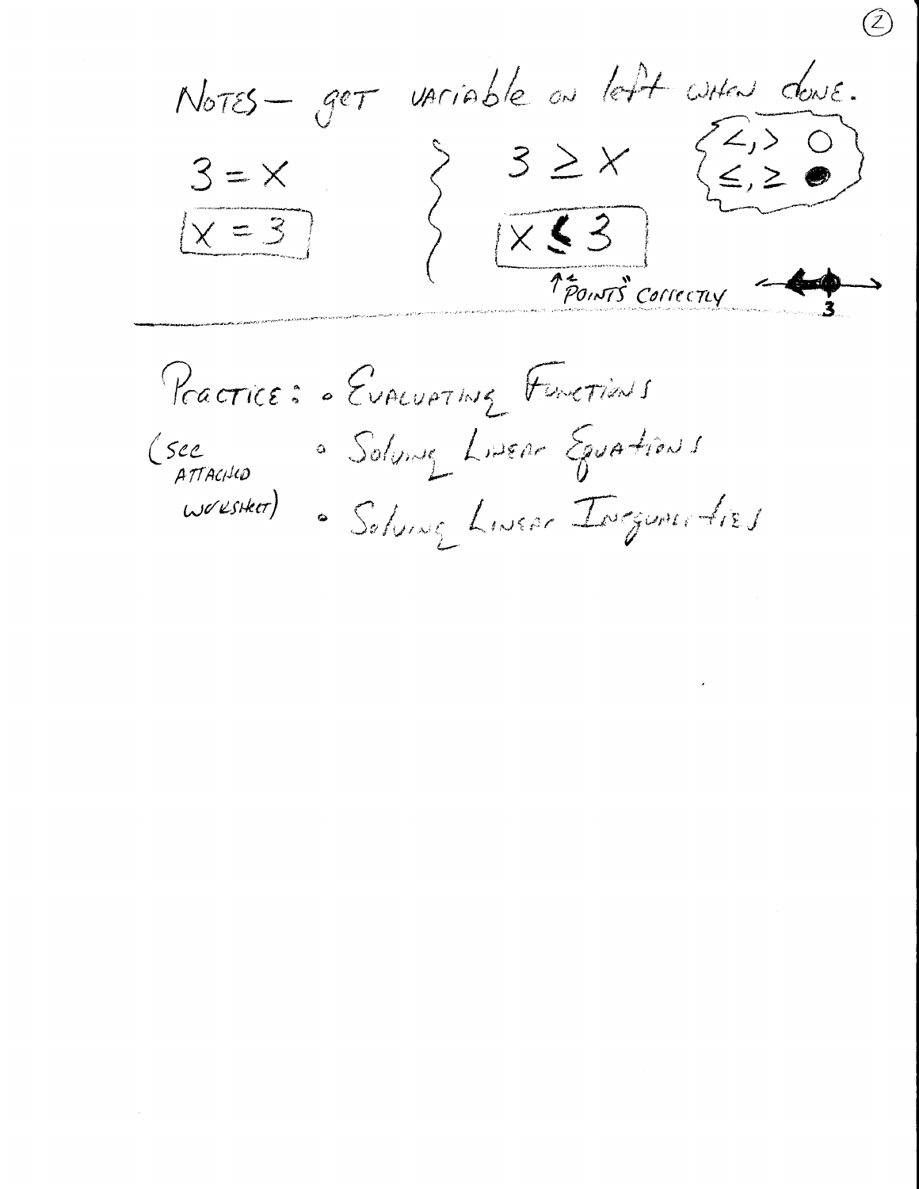NOTES — get variable on left when done.

$3 = x$

$\boxed{x = 3}$

$3 \geq x$

$\boxed{x \leq 3}$

↑ "POINTS" CORRECTLY

$<, >$ ○

$\leq, \geq$ ●

---

PRACTICE:

(see attached worksheet)

- Evaluating Functions
- Solving Linear Equations
- Solving Linear Inequalities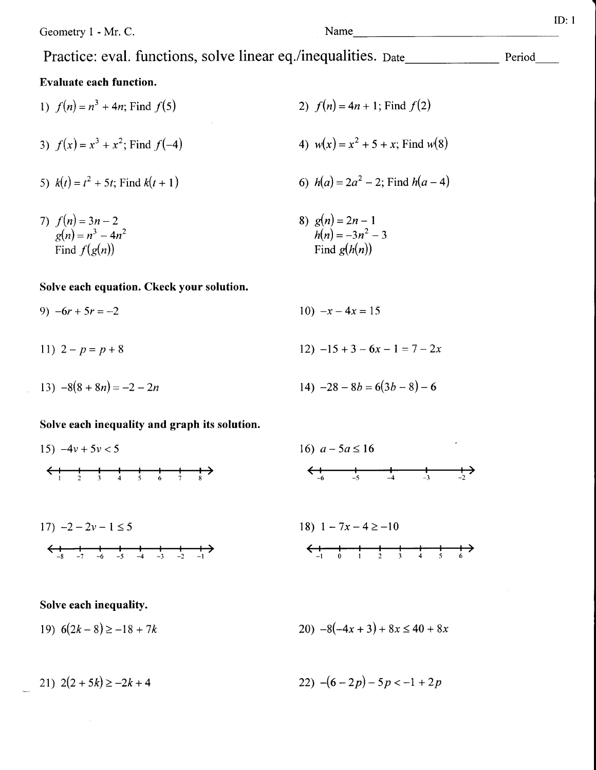ID: 1

Geometry 1 - Mr. C. Name________________

# Practice: eval. functions, solve linear eq./inequalities.

Date____________ Period____

**Evaluate each function.**

1) $f(n) = n^3 + 4n$; Find $f(5)$

2) $f(n) = 4n + 1$; Find $f(2)$

3) $f(x) = x^3 + x^2$; Find $f(-4)$

4) $w(x) = x^2 + 5 + x$; Find $w(8)$

5) $k(t) = t^2 + 5t$; Find $k(t + 1)$

6) $h(a) = 2a^2 - 2$; Find $h(a - 4)$

7) $f(n) = 3n - 2$
$g(n) = n^3 - 4n^2$
Find $f(g(n))$

8) $g(n) = 2n - 1$
$h(n) = -3n^2 - 3$
Find $g(h(n))$

**Solve each equation. Ckeck your solution.**

9) $-6r + 5r = -2$

10) $-x - 4x = 15$

11) $2 - p = p + 8$

12) $-15 + 3 - 6x - 1 = 7 - 2x$

13) $-8(8 + 8n) = -2 - 2n$

14) $-28 - 8b = 6(3b - 8) - 6$

**Solve each inequality and graph its solution.**

15) $-4v + 5v < 5$

1 2 3 4 5 6 7 8

16) $a - 5a \leq 16$

-6 -5 -4 -3 -2

17) $-2 - 2v - 1 \leq 5$

-8 -7 -6 -5 -4 -3 -2 -1

18) $1 - 7x - 4 \geq -10$

-1 0 1 2 3 4 5 6

**Solve each inequality.**

19) $6(2k - 8) \geq -18 + 7k$

20) $-8(-4x + 3) + 8x \leq 40 + 8x$

21) $2(2 + 5k) \geq -2k + 4$

22) $-(6 - 2p) - 5p < -1 + 2p$